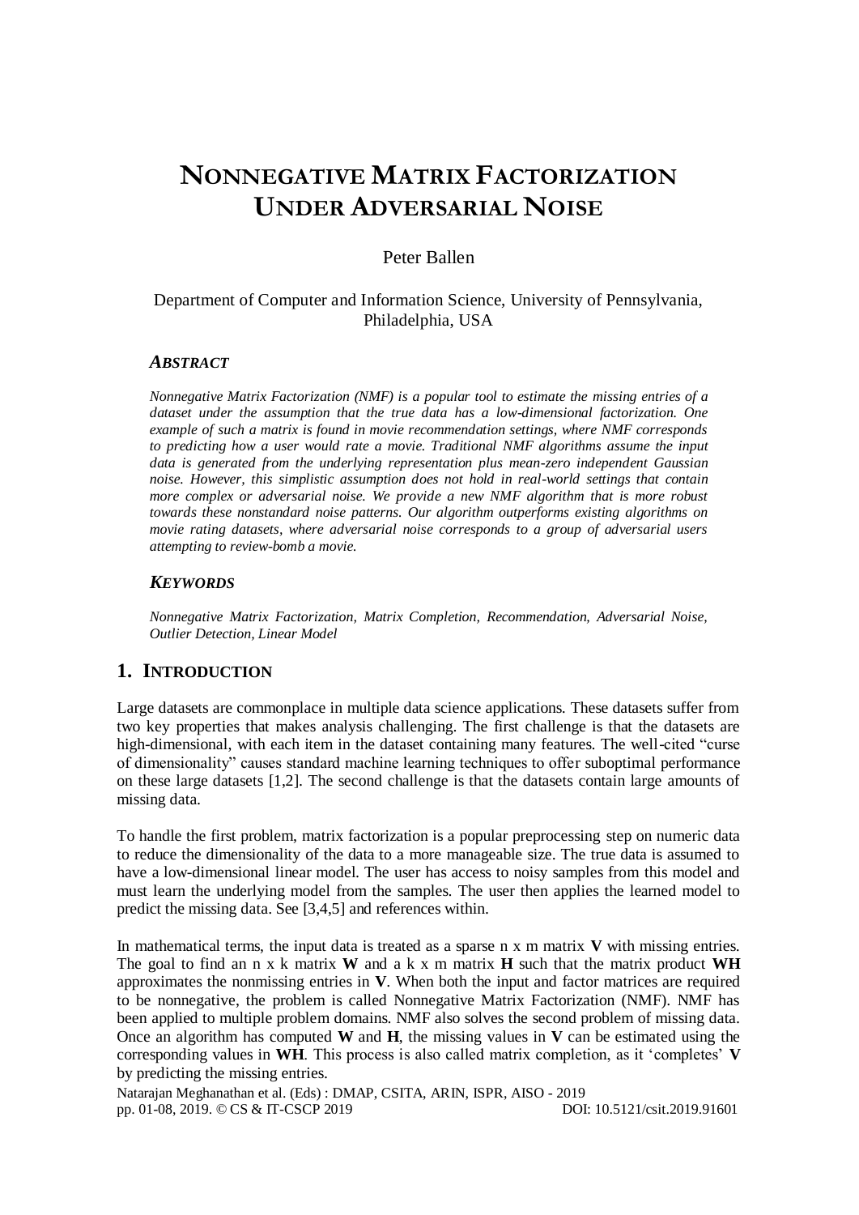# NONNEGATIVE MATRIX FACTORIZATION UNDER ADVERSARIAL NOISE

Peter Ballen

Department of Computer and Information Science, University of Pennsylvania, Philadelphia, USA

### *ABSTRACT*

*Nonnegative Matrix Factorization (NMF) is a popular tool to estimate the missing entries of a dataset under the assumption that the true data has a low-dimensional factorization. One example of such a matrix is found in movie recommendation settings, where NMF corresponds to predicting how a user would rate a movie. Traditional NMF algorithms assume the input data is generated from the underlying representation plus mean-zero independent Gaussian noise. However, this simplistic assumption does not hold in real-world settings that contain more complex or adversarial noise. We provide a new NMF algorithm that is more robust towards these nonstandard noise patterns. Our algorithm outperforms existing algorithms on movie rating datasets, where adversarial noise corresponds to a group of adversarial users attempting to review-bomb a movie.*

### *KEYWORDS*

*Nonnegative Matrix Factorization, Matrix Completion, Recommendation, Adversarial Noise, Outlier Detection, Linear Model*

## 1. INTRODUCTION

Large datasets are commonplace in multiple data science applications. These datasets suffer from two key properties that makes analysis challenging. The first challenge is that the datasets are high-dimensional, with each item in the dataset containing many features. The well-cited "curse of dimensionality" causes standard machine learning techniques to offer suboptimal performance on these large datasets [1,2]. The second challenge is that the datasets contain large amounts of missing data.

To handle the first problem, matrix factorization is a popular preprocessing step on numeric data to reduce the dimensionality of the data to a more manageable size. The true data is assumed to have a low-dimensional linear model. The user has access to noisy samples from this model and must learn the underlying model from the samples. The user then applies the learned model to predict the missing data. See [3,4,5] and references within.

In mathematical terms, the input data is treated as a sparse n x m matrix **V** with missing entries. The goal to find an n x k matrix **W** and a k x m matrix **H** such that the matrix product **WH** approximates the nonmissing entries in **V**. When both the input and factor matrices are required to be nonnegative, the problem is called Nonnegative Matrix Factorization (NMF). NMF has been applied to multiple problem domains. NMF also solves the second problem of missing data. Once an algorithm has computed **W** and **H**, the missing values in **V** can be estimated using the corresponding values in **WH**. This process is also called matrix completion, as it 'completes' **V** by predicting the missing entries.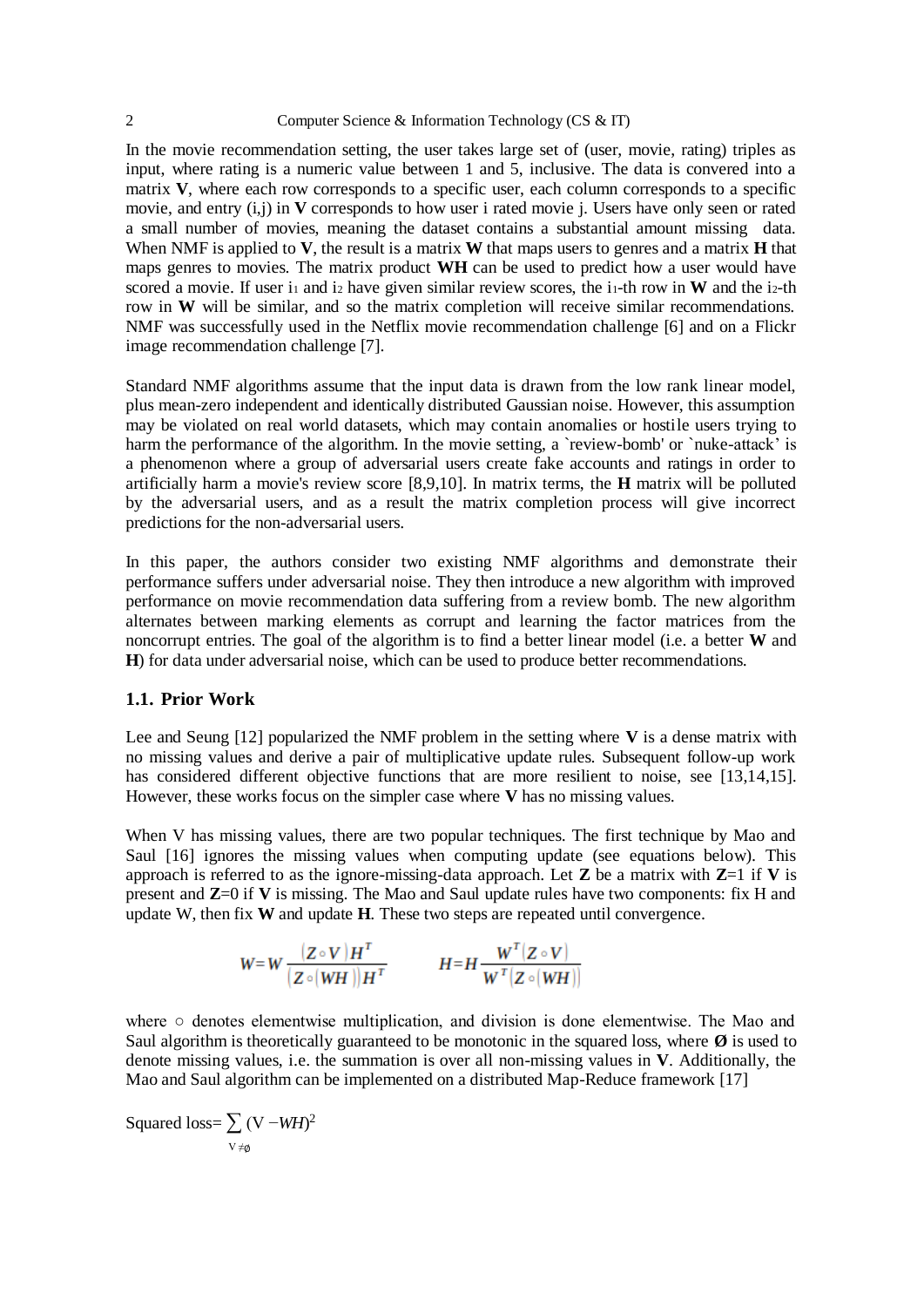In the movie recommendation setting, the user takes large set of (user, movie, rating) triples as input, where rating is a numeric value between 1 and 5, inclusive. The data is convered into a matrix **V**, where each row corresponds to a specific user, each column corresponds to a specific movie, and entry (i,j) in **V** corresponds to how user i rated movie j. Users have only seen or rated a small number of movies, meaning the dataset contains a substantial amount missing data. When NMF is applied to **V**, the result is a matrix **W** that maps users to genres and a matrix **H** that maps genres to movies. The matrix product **WH** can be used to predict how a user would have scored a movie. If user $i_1$ and $i_2$ have given similar review scores, the $i_1$-th row in **W** and the $i_2$-th row in **W** will be similar, and so the matrix completion will receive similar recommendations. NMF was successfully used in the Netflix movie recommendation challenge [6] and on a Flickr image recommendation challenge [7].

Standard NMF algorithms assume that the input data is drawn from the low rank linear model, plus mean-zero independent and identically distributed Gaussian noise. However, this assumption may be violated on real world datasets, which may contain anomalies or hostile users trying to harm the performance of the algorithm. In the movie setting, a `review-bomb' or `nuke-attack' is a phenomenon where a group of adversarial users create fake accounts and ratings in order to artificially harm a movie's review score [8,9,10]. In matrix terms, the **H** matrix will be polluted by the adversarial users, and as a result the matrix completion process will give incorrect predictions for the non-adversarial users.

In this paper, the authors consider two existing NMF algorithms and demonstrate their performance suffers under adversarial noise. They then introduce a new algorithm with improved performance on movie recommendation data suffering from a review bomb. The new algorithm alternates between marking elements as corrupt and learning the factor matrices from the noncorrupt entries. The goal of the algorithm is to find a better linear model (i.e. a better **W** and **H**) for data under adversarial noise, which can be used to produce better recommendations.

### 1.1. Prior Work

Lee and Seung [12] popularized the NMF problem in the setting where **V** is a dense matrix with no missing values and derive a pair of multiplicative update rules. Subsequent follow-up work has considered different objective functions that are more resilient to noise, see [13,14,15]. However, these works focus on the simpler case where **V** has no missing values.

When V has missing values, there are two popular techniques. The first technique by Mao and Saul [16] ignores the missing values when computing update (see equations below). This approach is referred to as the ignore-missing-data approach. Let **Z** be a matrix with **Z**=1 if **V** is present and **Z**=0 if **V** is missing. The Mao and Saul update rules have two components: fix H and update W, then fix **W** and update **H**. These two steps are repeated until convergence.

$$W = W \frac{(Z \circ V) H^T}{(Z \circ (WH)) H^T} \qquad H = H \frac{W^T (Z \circ V)}{W^T (Z \circ (WH))}$$

where $\circ$ denotes elementwise multiplication, and division is done elementwise. The Mao and Saul algorithm is theoretically guaranteed to be monotonic in the squared loss, where **Ø** is used to denote missing values, i.e. the summation is over all non-missing values in **V**. Additionally, the Mao and Saul algorithm can be implemented on a distributed Map-Reduce framework [17]

$$\text{Squared loss} = \sum_{V \neq \emptyset} (V - WH)^2$$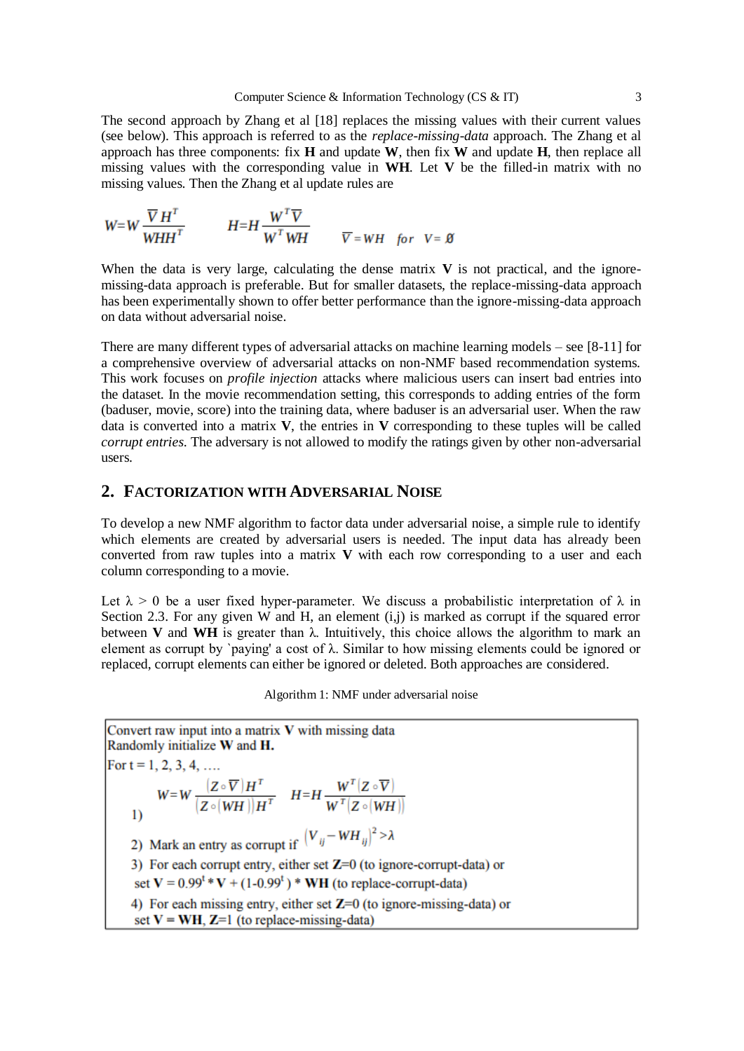The second approach by Zhang et al [18] replaces the missing values with their current values (see below). This approach is referred to as the *replace-missing-data* approach. The Zhang et al approach has three components: fix **H** and update **W**, then fix **W** and update **H**, then replace all missing values with the corresponding value in **WH**. Let **V** be the filled-in matrix with no missing values. Then the Zhang et al update rules are

$$W = W \frac{\overline{V} H^T}{W H H^T} \qquad H = H \frac{W^T \overline{V}}{W^T W H} \qquad \overline{V} = WH \quad for \quad V = \emptyset$$

When the data is very large, calculating the dense matrix **V** is not practical, and the ignore-missing-data approach is preferable. But for smaller datasets, the replace-missing-data approach has been experimentally shown to offer better performance than the ignore-missing-data approach on data without adversarial noise.

There are many different types of adversarial attacks on machine learning models – see [8-11] for a comprehensive overview of adversarial attacks on non-NMF based recommendation systems. This work focuses on *profile injection* attacks where malicious users can insert bad entries into the dataset. In the movie recommendation setting, this corresponds to adding entries of the form (baduser, movie, score) into the training data, where baduser is an adversarial user. When the raw data is converted into a matrix **V**, the entries in **V** corresponding to these tuples will be called *corrupt entries*. The adversary is not allowed to modify the ratings given by other non-adversarial users.

## 2. Factorization with Adversarial Noise

To develop a new NMF algorithm to factor data under adversarial noise, a simple rule to identify which elements are created by adversarial users is needed. The input data has already been converted from raw tuples into a matrix **V** with each row corresponding to a user and each column corresponding to a movie.

Let $\lambda > 0$ be a user fixed hyper-parameter. We discuss a probabilistic interpretation of $\lambda$ in Section 2.3. For any given W and H, an element (i,j) is marked as corrupt if the squared error between **V** and **WH** is greater than $\lambda$. Intuitively, this choice allows the algorithm to mark an element as corrupt by `paying' a cost of $\lambda$. Similar to how missing elements could be ignored or replaced, corrupt elements can either be ignored or deleted. Both approaches are considered.

Algorithm 1: NMF under adversarial noise

```
Convert raw input into a matrix V with missing data
Randomly initialize W and H.
For t = 1, 2, 3, 4, ….
  1) W = W ((Z∘V̄)H^T) / ((Z∘(WH))H^T)     H = H (W^T(Z∘V̄)) / (W^T(Z∘(WH)))
  2) Mark an entry as corrupt if (V_ij − WH_ij)^2 > λ
  3) For each corrupt entry, either set Z=0 (to ignore-corrupt-data) or
     set V = 0.99^t * V + (1-0.99^t) * WH (to replace-corrupt-data)
  4) For each missing entry, either set Z=0 (to ignore-missing-data) or
     set V = WH, Z=1 (to replace-missing-data)
```

1) $$W = W \frac{(Z \circ \overline{V}) H^T}{(Z \circ (WH)) H^T} \qquad H = H \frac{W^T (Z \circ \overline{V})}{W^T (Z \circ (WH))}$$

2) Mark an entry as corrupt if $(V_{ij} - WH_{ij})^2 > \lambda$

3) For each corrupt entry, either set **Z**=0 (to ignore-corrupt-data) or set **V** = $0.99^t$ * **V** + $(1\text{-}0.99^t)$ * **WH** (to replace-corrupt-data)

4) For each missing entry, either set **Z**=0 (to ignore-missing-data) or set **V** = **WH**, **Z**=1 (to replace-missing-data)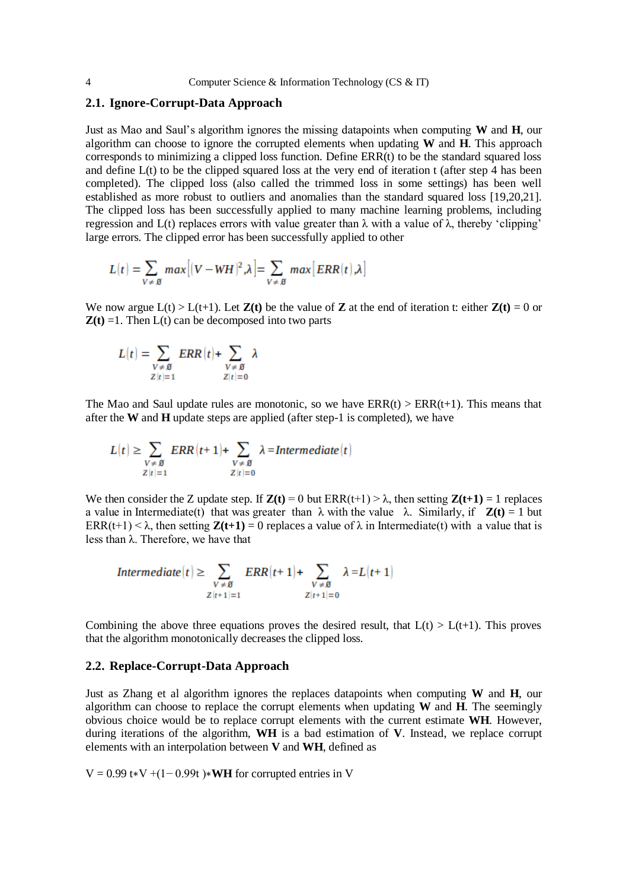### 2.1. Ignore-Corrupt-Data Approach

Just as Mao and Saul's algorithm ignores the missing datapoints when computing **W** and **H**, our algorithm can choose to ignore the corrupted elements when updating **W** and **H**. This approach corresponds to minimizing a clipped loss function. Define ERR(t) to be the standard squared loss and define L(t) to be the clipped squared loss at the very end of iteration t (after step 4 has been completed). The clipped loss (also called the trimmed loss in some settings) has been well established as more robust to outliers and anomalies than the standard squared loss [19,20,21]. The clipped loss has been successfully applied to many machine learning problems, including regression and L(t) replaces errors with value greater than λ with a value of λ, thereby 'clipping' large errors. The clipped error has been successfully applied to other

$$L(t) = \sum_{V \neq \emptyset} max\left[(V - WH)^2, \lambda\right] = \sum_{V \neq \emptyset} max\left[ERR(t), \lambda\right]$$

We now argue L(t) > L(t+1). Let **Z(t)** be the value of **Z** at the end of iteration t: either **Z(t)** = 0 or **Z(t)** =1. Then L(t) can be decomposed into two parts

$$L(t) = \sum_{\substack{V \neq \emptyset \\ Z(t)=1}} ERR(t) + \sum_{\substack{V \neq \emptyset \\ Z(t)=0}} \lambda$$

The Mao and Saul update rules are monotonic, so we have ERR(t) > ERR(t+1). This means that after the **W** and **H** update steps are applied (after step-1 is completed), we have

$$L(t) \geq \sum_{\substack{V \neq \emptyset \\ Z(t)=1}} ERR(t+1) + \sum_{\substack{V \neq \emptyset \\ Z(t)=0}} \lambda = Intermediate(t)$$

We then consider the Z update step. If **Z(t)** = 0 but ERR(t+1) > λ, then setting **Z(t+1)** = 1 replaces a value in Intermediate(t) that was greater than λ with the value λ. Similarly, if **Z(t)** = 1 but ERR(t+1) < λ, then setting **Z(t+1)** = 0 replaces a value of λ in Intermediate(t) with a value that is less than λ. Therefore, we have that

$$Intermediate(t) \geq \sum_{\substack{V \neq \emptyset \\ Z(t+1)=1}} ERR(t+1) + \sum_{\substack{V \neq \emptyset \\ Z(t+1)=0}} \lambda = L(t+1)$$

Combining the above three equations proves the desired result, that L(t) > L(t+1). This proves that the algorithm monotonically decreases the clipped loss.

### 2.2. Replace-Corrupt-Data Approach

Just as Zhang et al algorithm ignores the replaces datapoints when computing **W** and **H**, our algorithm can choose to replace the corrupt elements when updating **W** and **H**. The seemingly obvious choice would be to replace corrupt elements with the current estimate **WH**. However, during iterations of the algorithm, **WH** is a bad estimation of **V**. Instead, we replace corrupt elements with an interpolation between **V** and **WH**, defined as

$V = 0.99\, t * V + (1 - 0.99t) * \mathbf{WH}$ for corrupted entries in V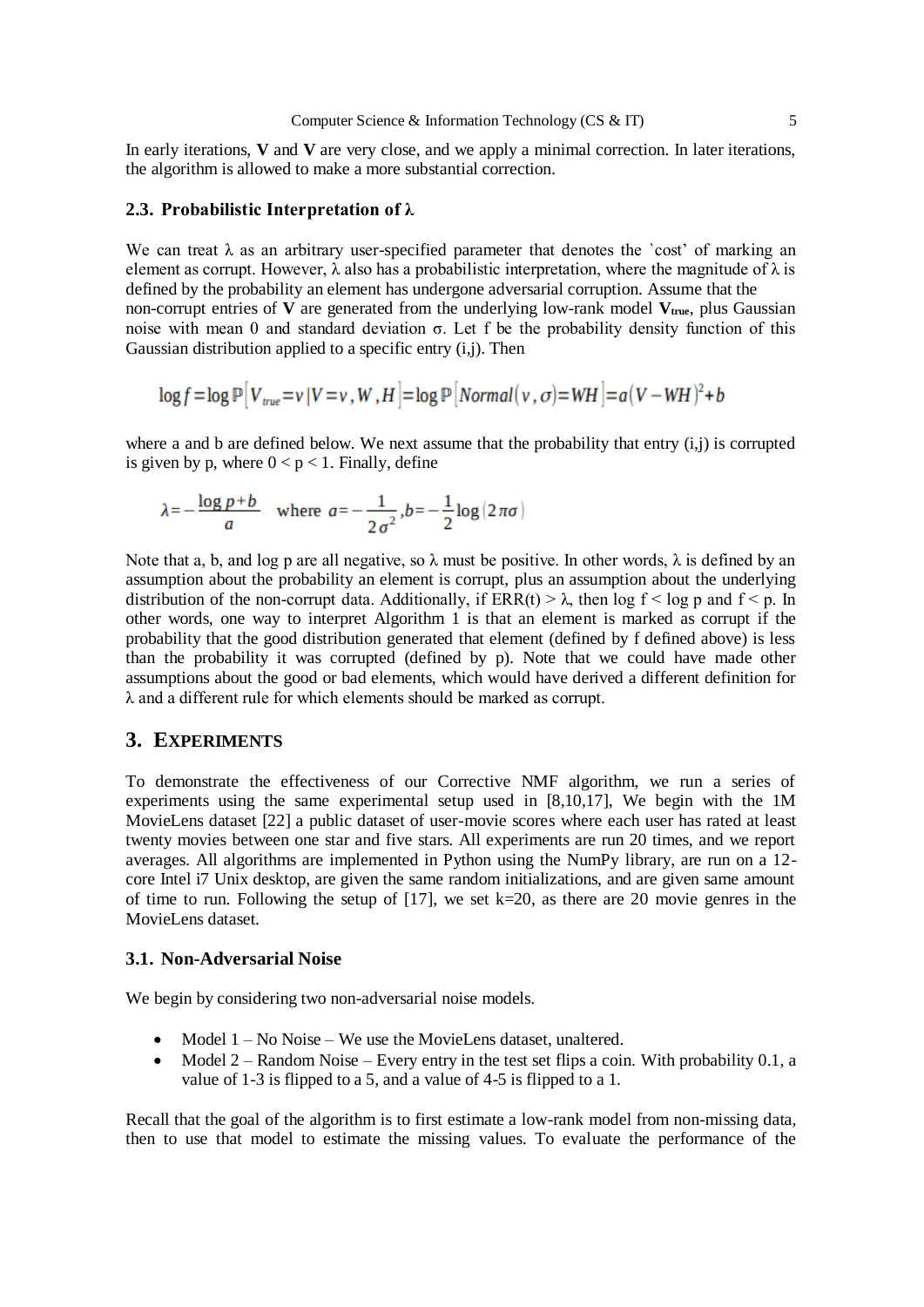In early iterations, **V** and **V** are very close, and we apply a minimal correction. In later iterations, the algorithm is allowed to make a more substantial correction.

### 2.3. Probabilistic Interpretation of λ

We can treat λ as an arbitrary user-specified parameter that denotes the `cost' of marking an element as corrupt. However, λ also has a probabilistic interpretation, where the magnitude of λ is defined by the probability an element has undergone adversarial corruption. Assume that the non-corrupt entries of **V** are generated from the underlying low-rank model $\mathbf{V_{true}}$, plus Gaussian noise with mean 0 and standard deviation σ. Let f be the probability density function of this Gaussian distribution applied to a specific entry (i,j). Then

$$\log f = \log \mathbb{P}\left[V_{true} = v \mid V = v, W, H\right] = \log \mathbb{P}\left[Normal(v, \sigma) = WH\right] = a(V - WH)^2 + b$$

where a and b are defined below. We next assume that the probability that entry (i,j) is corrupted is given by p, where $0 < p < 1$. Finally, define

$$\lambda = -\frac{\log p + b}{a} \quad \text{where } a = -\frac{1}{2\sigma^2}, b = -\frac{1}{2}\log(2\pi\sigma)$$

Note that a, b, and log p are all negative, so λ must be positive. In other words, λ is defined by an assumption about the probability an element is corrupt, plus an assumption about the underlying distribution of the non-corrupt data. Additionally, if $ERR(t) > \lambda$, then $\log f < \log p$ and $f < p$. In other words, one way to interpret Algorithm 1 is that an element is marked as corrupt if the probability that the good distribution generated that element (defined by f defined above) is less than the probability it was corrupted (defined by p). Note that we could have made other assumptions about the good or bad elements, which would have derived a different definition for λ and a different rule for which elements should be marked as corrupt.

## 3. EXPERIMENTS

To demonstrate the effectiveness of our Corrective NMF algorithm, we run a series of experiments using the same experimental setup used in [8,10,17], We begin with the 1M MovieLens dataset [22] a public dataset of user-movie scores where each user has rated at least twenty movies between one star and five stars. All experiments are run 20 times, and we report averages. All algorithms are implemented in Python using the NumPy library, are run on a 12-core Intel i7 Unix desktop, are given the same random initializations, and are given same amount of time to run. Following the setup of [17], we set k=20, as there are 20 movie genres in the MovieLens dataset.

### 3.1. Non-Adversarial Noise

We begin by considering two non-adversarial noise models.

- Model 1 – No Noise – We use the MovieLens dataset, unaltered.
- Model 2 – Random Noise – Every entry in the test set flips a coin. With probability 0.1, a value of 1-3 is flipped to a 5, and a value of 4-5 is flipped to a 1.

Recall that the goal of the algorithm is to first estimate a low-rank model from non-missing data, then to use that model to estimate the missing values. To evaluate the performance of the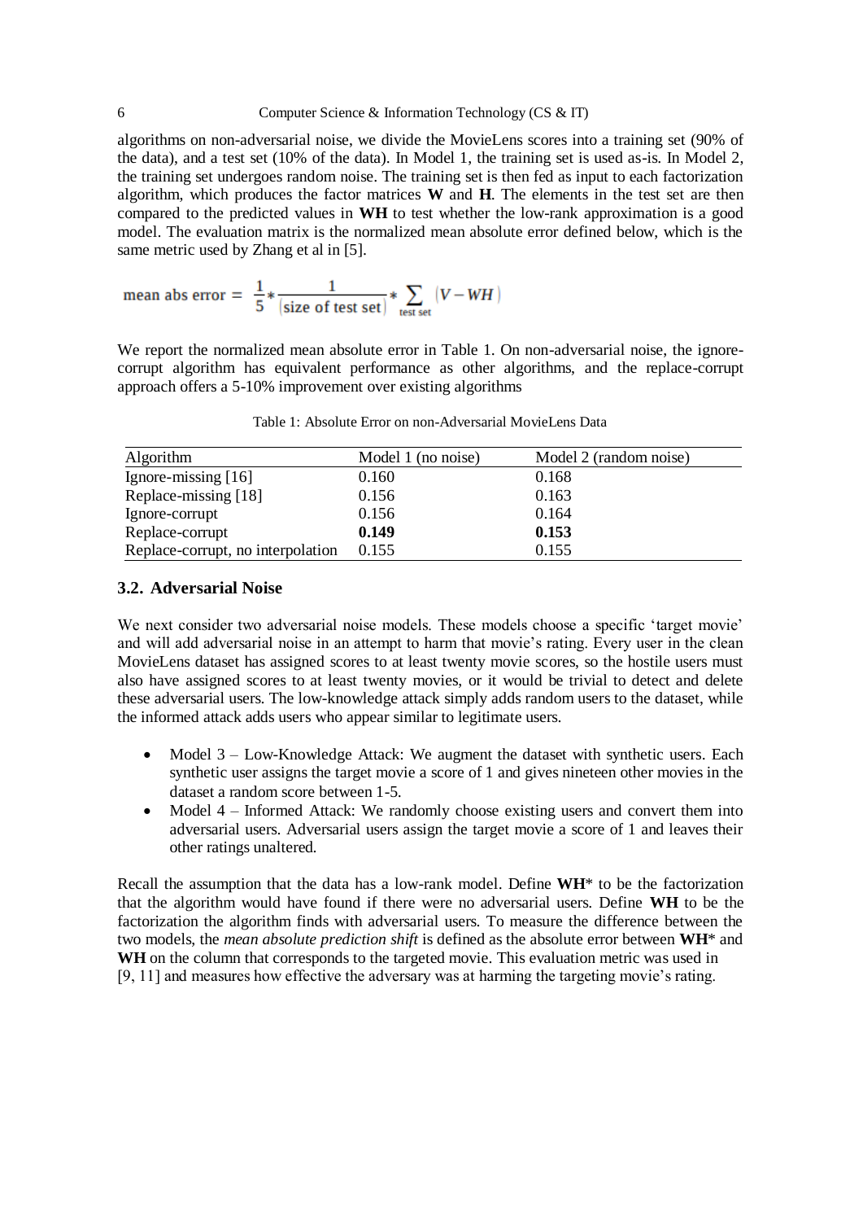algorithms on non-adversarial noise, we divide the MovieLens scores into a training set (90% of the data), and a test set (10% of the data). In Model 1, the training set is used as-is. In Model 2, the training set undergoes random noise. The training set is then fed as input to each factorization algorithm, which produces the factor matrices **W** and **H**. The elements in the test set are then compared to the predicted values in **WH** to test whether the low-rank approximation is a good model. The evaluation matrix is the normalized mean absolute error defined below, which is the same metric used by Zhang et al in [5].

$$\text{mean abs error} = \frac{1}{5} * \frac{1}{|\text{size of test set}|} * \sum_{\text{test set}} |V - WH|$$

We report the normalized mean absolute error in Table 1. On non-adversarial noise, the ignore-corrupt algorithm has equivalent performance as other algorithms, and the replace-corrupt approach offers a 5-10% improvement over existing algorithms

Table 1: Absolute Error on non-Adversarial MovieLens Data

| Algorithm | Model 1 (no noise) | Model 2 (random noise) |
|---|---|---|
| Ignore-missing [16] | 0.160 | 0.168 |
| Replace-missing [18] | 0.156 | 0.163 |
| Ignore-corrupt | 0.156 | 0.164 |
| Replace-corrupt | **0.149** | **0.153** |
| Replace-corrupt, no interpolation | 0.155 | 0.155 |

### 3.2. Adversarial Noise

We next consider two adversarial noise models. These models choose a specific 'target movie' and will add adversarial noise in an attempt to harm that movie's rating. Every user in the clean MovieLens dataset has assigned scores to at least twenty movie scores, so the hostile users must also have assigned scores to at least twenty movies, or it would be trivial to detect and delete these adversarial users. The low-knowledge attack simply adds random users to the dataset, while the informed attack adds users who appear similar to legitimate users.

- Model 3 – Low-Knowledge Attack: We augment the dataset with synthetic users. Each synthetic user assigns the target movie a score of 1 and gives nineteen other movies in the dataset a random score between 1-5.
- Model 4 – Informed Attack: We randomly choose existing users and convert them into adversarial users. Adversarial users assign the target movie a score of 1 and leaves their other ratings unaltered.

Recall the assumption that the data has a low-rank model. Define **WH**\* to be the factorization that the algorithm would have found if there were no adversarial users. Define **WH** to be the factorization the algorithm finds with adversarial users. To measure the difference between the two models, the *mean absolute prediction shift* is defined as the absolute error between **WH**\* and **WH** on the column that corresponds to the targeted movie. This evaluation metric was used in [9, 11] and measures how effective the adversary was at harming the targeting movie's rating.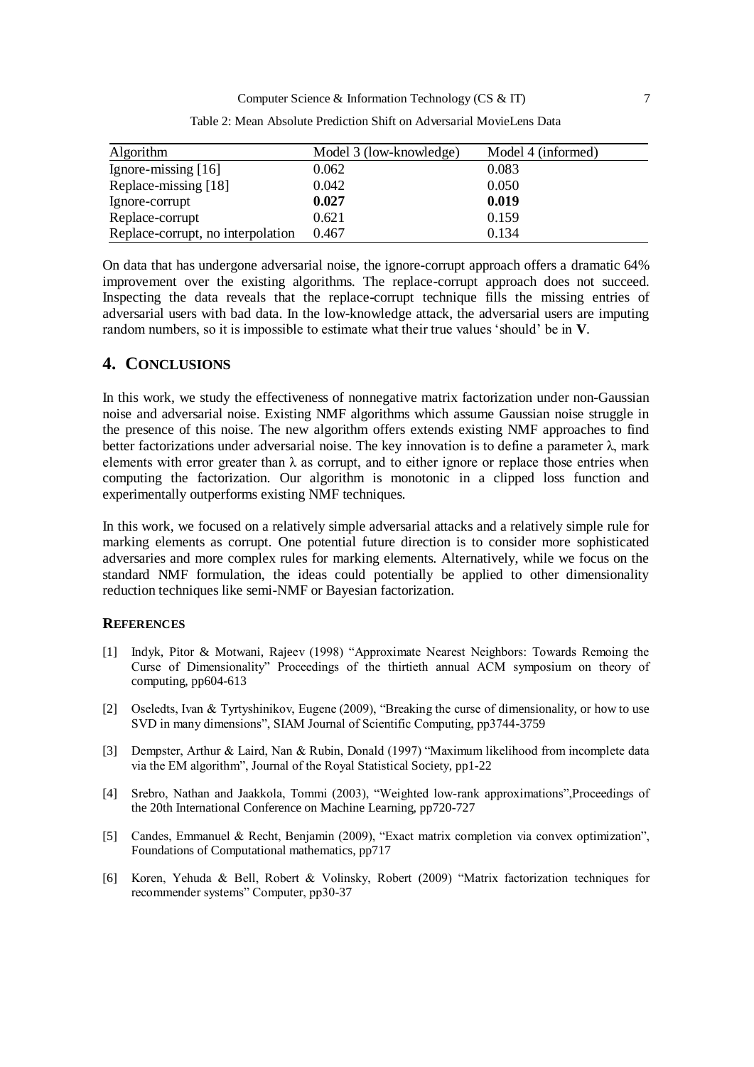Table 2: Mean Absolute Prediction Shift on Adversarial MovieLens Data

| Algorithm | Model 3 (low-knowledge) | Model 4 (informed) |
|---|---|---|
| Ignore-missing [16] | 0.062 | 0.083 |
| Replace-missing [18] | 0.042 | 0.050 |
| Ignore-corrupt | **0.027** | **0.019** |
| Replace-corrupt | 0.621 | 0.159 |
| Replace-corrupt, no interpolation | 0.467 | 0.134 |

On data that has undergone adversarial noise, the ignore-corrupt approach offers a dramatic 64% improvement over the existing algorithms. The replace-corrupt approach does not succeed. Inspecting the data reveals that the replace-corrupt technique fills the missing entries of adversarial users with bad data. In the low-knowledge attack, the adversarial users are imputing random numbers, so it is impossible to estimate what their true values 'should' be in $\mathbf{V}$.

## 4. Conclusions

In this work, we study the effectiveness of nonnegative matrix factorization under non-Gaussian noise and adversarial noise. Existing NMF algorithms which assume Gaussian noise struggle in the presence of this noise. The new algorithm offers extends existing NMF approaches to find better factorizations under adversarial noise. The key innovation is to define a parameter $\lambda$, mark elements with error greater than $\lambda$ as corrupt, and to either ignore or replace those entries when computing the factorization. Our algorithm is monotonic in a clipped loss function and experimentally outperforms existing NMF techniques.

In this work, we focused on a relatively simple adversarial attacks and a relatively simple rule for marking elements as corrupt. One potential future direction is to consider more sophisticated adversaries and more complex rules for marking elements. Alternatively, while we focus on the standard NMF formulation, the ideas could potentially be applied to other dimensionality reduction techniques like semi-NMF or Bayesian factorization.

### References

[1] Indyk, Pitor & Motwani, Rajeev (1998) "Approximate Nearest Neighbors: Towards Remoing the Curse of Dimensionality" Proceedings of the thirtieth annual ACM symposium on theory of computing, pp604-613

[2] Oseledts, Ivan & Tyrtyshinikov, Eugene (2009), "Breaking the curse of dimensionality, or how to use SVD in many dimensions", SIAM Journal of Scientific Computing, pp3744-3759

[3] Dempster, Arthur & Laird, Nan & Rubin, Donald (1997) "Maximum likelihood from incomplete data via the EM algorithm", Journal of the Royal Statistical Society, pp1-22

[4] Srebro, Nathan and Jaakkola, Tommi (2003), "Weighted low-rank approximations",Proceedings of the 20th International Conference on Machine Learning, pp720-727

[5] Candes, Emmanuel & Recht, Benjamin (2009), "Exact matrix completion via convex optimization", Foundations of Computational mathematics, pp717

[6] Koren, Yehuda & Bell, Robert & Volinsky, Robert (2009) "Matrix factorization techniques for recommender systems" Computer, pp30-37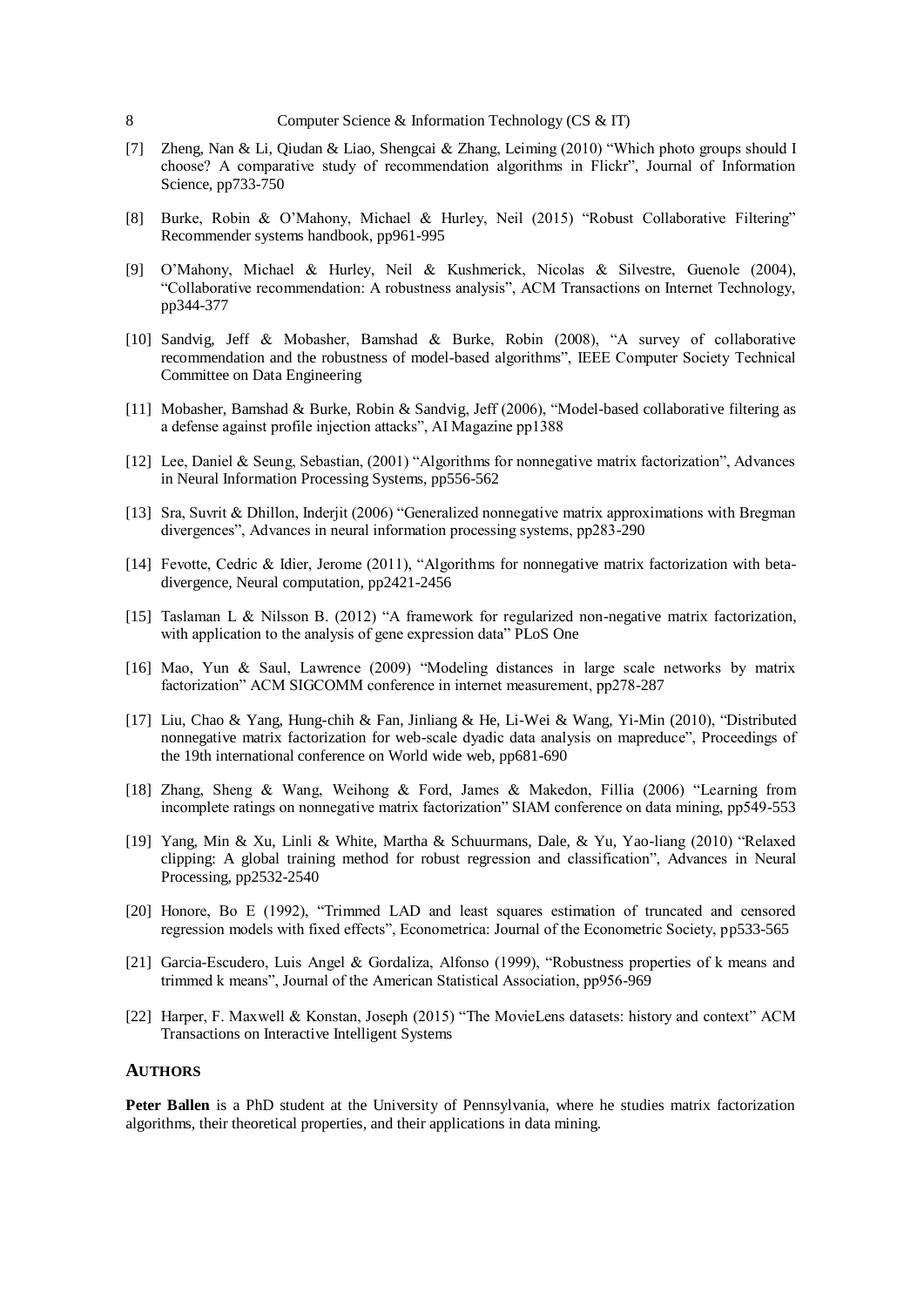[7] Zheng, Nan & Li, Qiudan & Liao, Shengcai & Zhang, Leiming (2010) "Which photo groups should I choose? A comparative study of recommendation algorithms in Flickr", Journal of Information Science, pp733-750

[8] Burke, Robin & O'Mahony, Michael & Hurley, Neil (2015) "Robust Collaborative Filtering" Recommender systems handbook, pp961-995

[9] O'Mahony, Michael & Hurley, Neil & Kushmerick, Nicolas & Silvestre, Guenole (2004), "Collaborative recommendation: A robustness analysis", ACM Transactions on Internet Technology, pp344-377

[10] Sandvig, Jeff & Mobasher, Bamshad & Burke, Robin (2008), "A survey of collaborative recommendation and the robustness of model-based algorithms", IEEE Computer Society Technical Committee on Data Engineering

[11] Mobasher, Bamshad & Burke, Robin & Sandvig, Jeff (2006), "Model-based collaborative filtering as a defense against profile injection attacks", AI Magazine pp1388

[12] Lee, Daniel & Seung, Sebastian, (2001) "Algorithms for nonnegative matrix factorization", Advances in Neural Information Processing Systems, pp556-562

[13] Sra, Suvrit & Dhillon, Inderjit (2006) "Generalized nonnegative matrix approximations with Bregman divergences", Advances in neural information processing systems, pp283-290

[14] Fevotte, Cedric & Idier, Jerome (2011), "Algorithms for nonnegative matrix factorization with beta-divergence, Neural computation, pp2421-2456

[15] Taslaman L & Nilsson B. (2012) "A framework for regularized non-negative matrix factorization, with application to the analysis of gene expression data" PLoS One

[16] Mao, Yun & Saul, Lawrence (2009) "Modeling distances in large scale networks by matrix factorization" ACM SIGCOMM conference in internet measurement, pp278-287

[17] Liu, Chao & Yang, Hung-chih & Fan, Jinliang & He, Li-Wei & Wang, Yi-Min (2010), "Distributed nonnegative matrix factorization for web-scale dyadic data analysis on mapreduce", Proceedings of the 19th international conference on World wide web, pp681-690

[18] Zhang, Sheng & Wang, Weihong & Ford, James & Makedon, Fillia (2006) "Learning from incomplete ratings on nonnegative matrix factorization" SIAM conference on data mining, pp549-553

[19] Yang, Min & Xu, Linli & White, Martha & Schuurmans, Dale, & Yu, Yao-liang (2010) "Relaxed clipping: A global training method for robust regression and classification", Advances in Neural Processing, pp2532-2540

[20] Honore, Bo E (1992), "Trimmed LAD and least squares estimation of truncated and censored regression models with fixed effects", Econometrica: Journal of the Econometric Society, pp533-565

[21] Garcia-Escudero, Luis Angel & Gordaliza, Alfonso (1999), "Robustness properties of k means and trimmed k means", Journal of the American Statistical Association, pp956-969

[22] Harper, F. Maxwell & Konstan, Joseph (2015) "The MovieLens datasets: history and context" ACM Transactions on Interactive Intelligent Systems

## AUTHORS

**Peter Ballen** is a PhD student at the University of Pennsylvania, where he studies matrix factorization algorithms, their theoretical properties, and their applications in data mining.